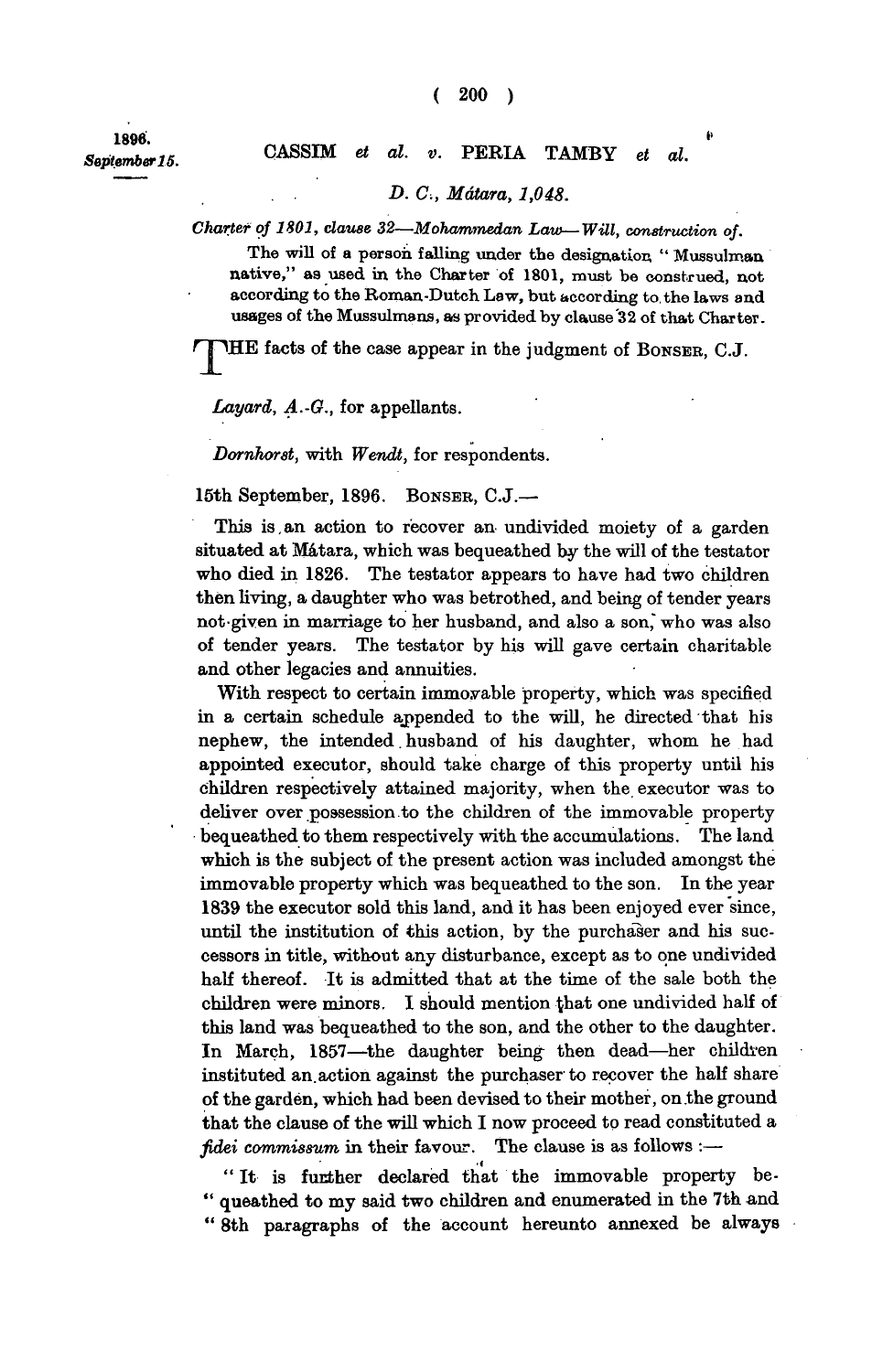1896.
*September 15.*

CASSIM *et al.* *v.* PERIA TAMBY *et al.*

*D. C., Mátara, 1,048.*

*Charter of 1801, clause 32—Mohammedan Law—Will, construction of.*

The will of a person falling under the designation "Mussulman native," as used in the Charter of 1801, must be construed, not according to the Roman-Dutch Law, but according to the laws and usages of the Mussulmans, as provided by clause 32 of that Charter.

THE facts of the case appear in the judgment of BONSER, C.J.

*Layard, A.-G.*, for appellants.

*Dornhorst*, with *Wendt*, for respondents.

15th September, 1896. BONSER, C.J.—

This is an action to recover an undivided moiety of a garden situated at Mátara, which was bequeathed by the will of the testator who died in 1826. The testator appears to have had two children then living, a daughter who was betrothed, and being of tender years not given in marriage to her husband, and also a son, who was also of tender years. The testator by his will gave certain charitable and other legacies and annuities.

With respect to certain immovable property, which was specified in a certain schedule appended to the will, he directed that his nephew, the intended husband of his daughter, whom he had appointed executor, should take charge of this property until his children respectively attained majority, when the executor was to deliver over possession to the children of the immovable property bequeathed to them respectively with the accumulations. The land which is the subject of the present action was included amongst the immovable property which was bequeathed to the son. In the year 1839 the executor sold this land, and it has been enjoyed ever since, until the institution of this action, by the purchaser and his successors in title, without any disturbance, except as to one undivided half thereof. It is admitted that at the time of the sale both the children were minors. I should mention that one undivided half of this land was bequeathed to the son, and the other to the daughter. In March, 1857—the daughter being then dead—her children instituted an action against the purchaser to recover the half share of the garden, which had been devised to their mother, on the ground that the clause of the will which I now proceed to read constituted a *fidei commissum* in their favour. The clause is as follows :—

"It is further declared that the immovable property bequeathed to my said two children and enumerated in the 7th and 8th paragraphs of the account hereunto annexed be always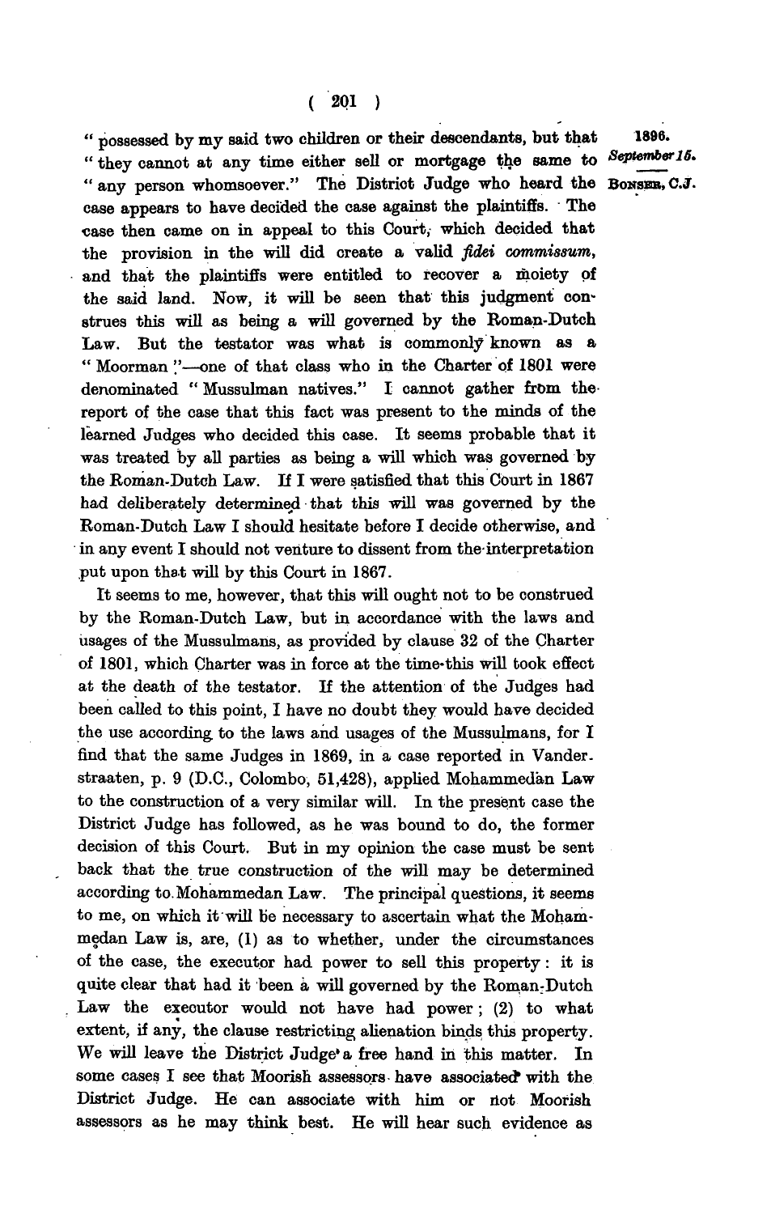"possessed by my said two children or their descendants, but that "they cannot at any time either sell or mortgage the same to "any person whomsoever." The District Judge who heard the case appears to have decided the case against the plaintiffs. The case then came on in appeal to this Court, which decided that the provision in the will did create a valid *fidei commissum*, and that the plaintiffs were entitled to recover a moiety of the said land. Now, it will be seen that this judgment construes this will as being a will governed by the Roman-Dutch Law. But the testator was what is commonly known as a "Moorman"—one of that class who in the Charter of 1801 were denominated "Mussulman natives." I cannot gather from the report of the case that this fact was present to the minds of the learned Judges who decided this case. It seems probable that it was treated by all parties as being a will which was governed by the Roman-Dutch Law. If I were satisfied that this Court in 1867 had deliberately determined that this will was governed by the Roman-Dutch Law I should hesitate before I decide otherwise, and in any event I should not venture to dissent from the interpretation put upon that will by this Court in 1867.

1896.
*September 15.*
BONSER, C.J.

It seems to me, however, that this will ought not to be construed by the Roman-Dutch Law, but in accordance with the laws and usages of the Mussulmans, as provided by clause 32 of the Charter of 1801, which Charter was in force at the time this will took effect at the death of the testator. If the attention of the Judges had been called to this point, I have no doubt they would have decided the use according to the laws and usages of the Mussulmans, for I find that the same Judges in 1869, in a case reported in Vanderstraaten, p. 9 (D.C., Colombo, 51,428), applied Mohammedan Law to the construction of a very similar will. In the present case the District Judge has followed, as he was bound to do, the former decision of this Court. But in my opinion the case must be sent back that the true construction of the will may be determined according to Mohammedan Law. The principal questions, it seems to me, on which it will be necessary to ascertain what the Mohammedan Law is, are, (1) as to whether, under the circumstances of the case, the executor had power to sell this property: it is quite clear that had it been a will governed by the Roman-Dutch Law the executor would not have had power; (2) to what extent, if any, the clause restricting alienation binds this property. We will leave the District Judge a free hand in this matter. In some cases I see that Moorish assessors have associated with the District Judge. He can associate with him or not Moorish assessors as he may think best. He will hear such evidence as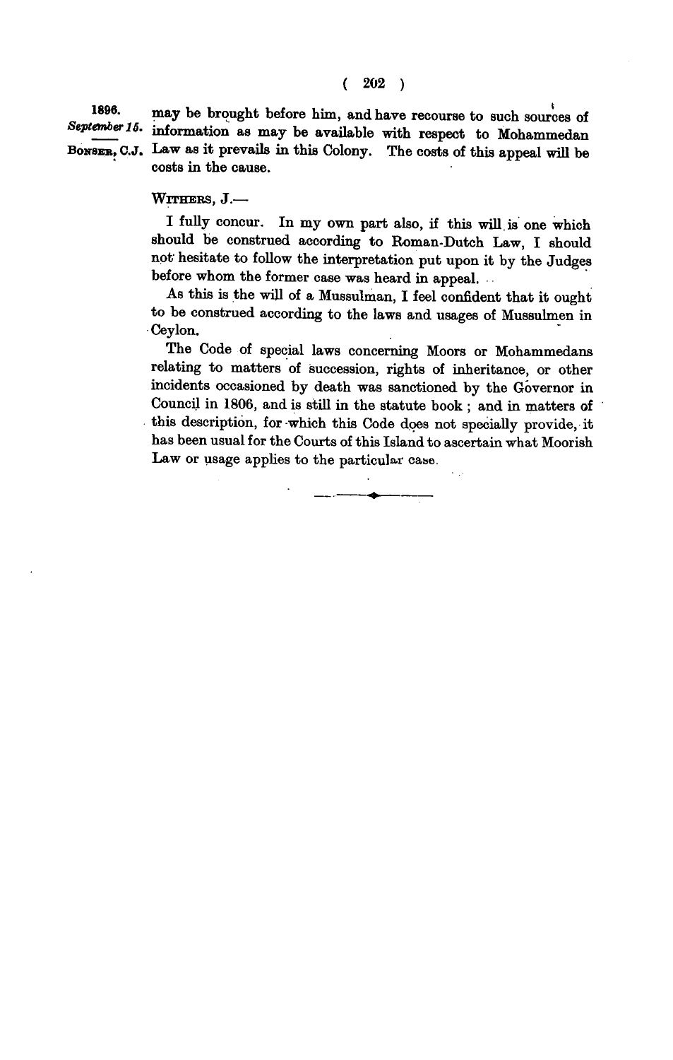1896. *September 15.* — BONSER, C.J.

may be brought before him, and have recourse to such sources of information as may be available with respect to Mohammedan Law as it prevails in this Colony. The costs of this appeal will be costs in the cause.

WITHERS, J.—

I fully concur. In my own part also, if this will is one which should be construed according to Roman-Dutch Law, I should not hesitate to follow the interpretation put upon it by the Judges before whom the former case was heard in appeal.

As this is the will of a Mussulman, I feel confident that it ought to be construed according to the laws and usages of Mussulmen in Ceylon.

The Code of special laws concerning Moors or Mohammedans relating to matters of succession, rights of inheritance, or other incidents occasioned by death was sanctioned by the Governor in Council in 1806, and is still in the statute book; and in matters of this description, for which this Code does not specially provide, it has been usual for the Courts of this Island to ascertain what Moorish Law or usage applies to the particular case.